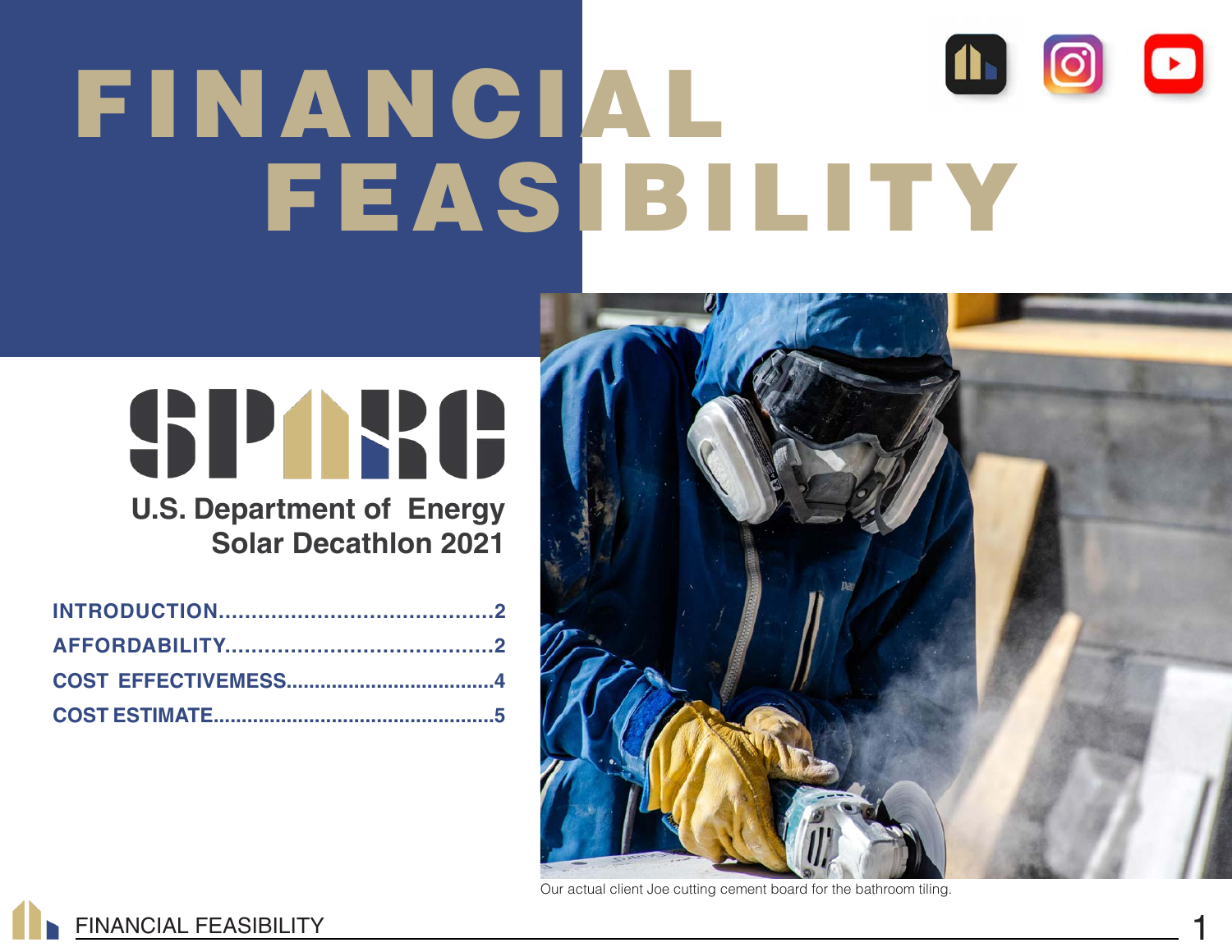# FINANCIAL FEASIBILITY

SPARC

**U.S. Department of Energy Solar Decathlon 2021**

| | |
|---|---|
| INTRODUCTION | 2 |
| AFFORDABILITY | 2 |
| COST EFFECTIVEMESS | 4 |
| COST ESTIMATE | 5 |

Our actual client Joe cutting cement board for the bathroom tiling.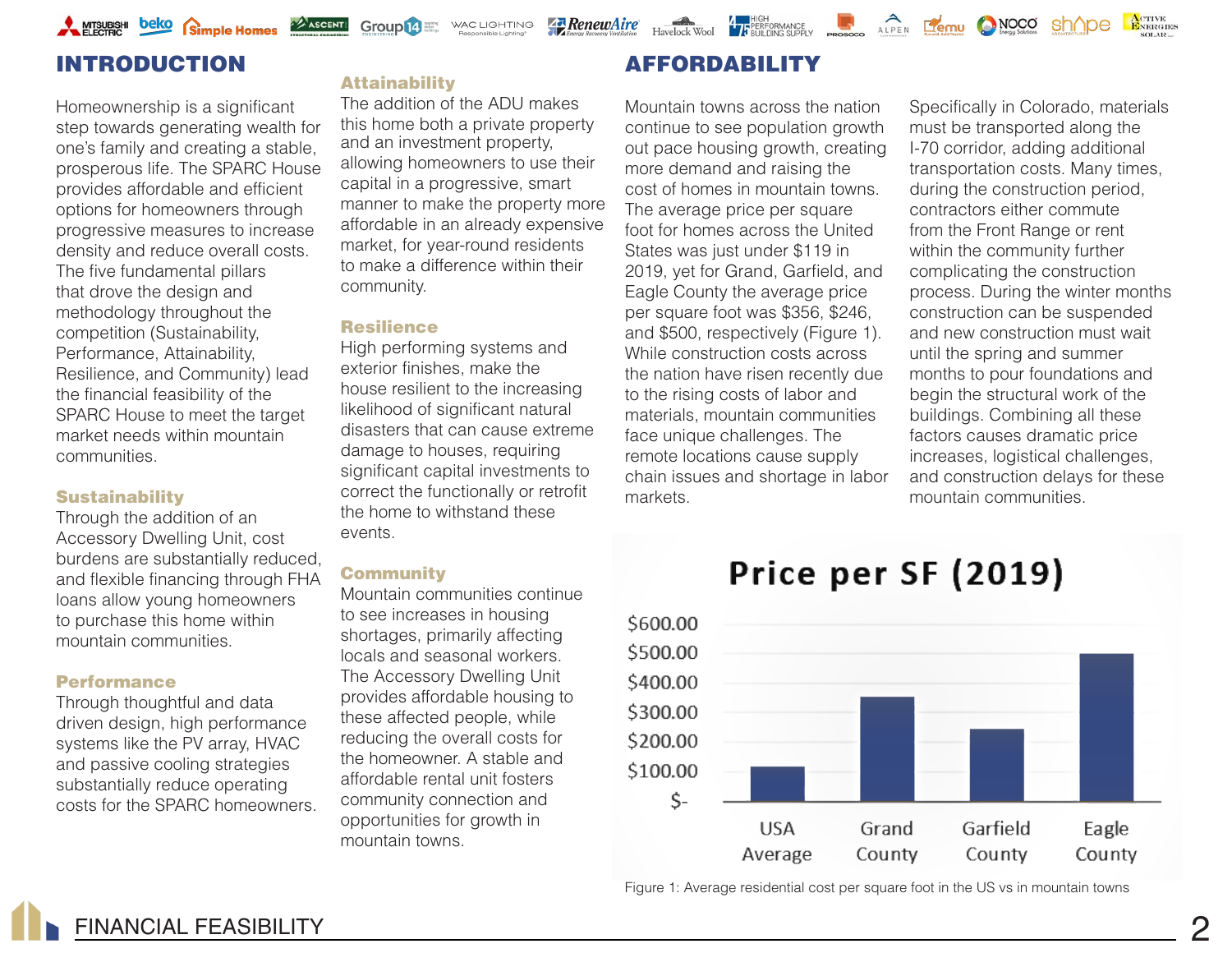# INTRODUCTION

Homeownership is a significant step towards generating wealth for one's family and creating a stable, prosperous life. The SPARC House provides affordable and efficient options for homeowners through progressive measures to increase density and reduce overall costs. The five fundamental pillars that drove the design and methodology throughout the competition (Sustainability, Performance, Attainability, Resilience, and Community) lead the financial feasibility of the SPARC House to meet the target market needs within mountain communities.

### Sustainability

Through the addition of an Accessory Dwelling Unit, cost burdens are substantially reduced, and flexible financing through FHA loans allow young homeowners to purchase this home within mountain communities.

### Performance

Through thoughtful and data driven design, high performance systems like the PV array, HVAC and passive cooling strategies substantially reduce operating costs for the SPARC homeowners.

### Attainability

The addition of the ADU makes this home both a private property and an investment property, allowing homeowners to use their capital in a progressive, smart manner to make the property more affordable in an already expensive market, for year-round residents to make a difference within their community.

### Resilience

High performing systems and exterior finishes, make the house resilient to the increasing likelihood of significant natural disasters that can cause extreme damage to houses, requiring significant capital investments to correct the functionally or retrofit the home to withstand these events.

### Community

Mountain communities continue to see increases in housing shortages, primarily affecting locals and seasonal workers. The Accessory Dwelling Unit provides affordable housing to these affected people, while reducing the overall costs for the homeowner. A stable and affordable rental unit fosters community connection and opportunities for growth in mountain towns.

# AFFORDABILITY

Mountain towns across the nation continue to see population growth out pace housing growth, creating more demand and raising the cost of homes in mountain towns. The average price per square foot for homes across the United States was just under $119 in 2019, yet for Grand, Garfield, and Eagle County the average price per square foot was $356, $246, and $500, respectively (Figure 1). While construction costs across the nation have risen recently due to the rising costs of labor and materials, mountain communities face unique challenges. The remote locations cause supply chain issues and shortage in labor markets.

Specifically in Colorado, materials must be transported along the I-70 corridor, adding additional transportation costs. Many times, during the construction period, contractors either commute from the Front Range or rent within the community further complicating the construction process. During the winter months construction can be suspended and new construction must wait until the spring and summer months to pour foundations and begin the structural work of the buildings. Combining all these factors causes dramatic price increases, logistical challenges, and construction delays for these mountain communities.

**Price per SF (2019)**

| | USA Average | Grand County | Garfield County | Eagle County |
|---|---|---|---|---|
| Price per SF | ~$119 | ~$356 | ~$246 | ~$500 |

Figure 1: Average residential cost per square foot in the US vs in mountain towns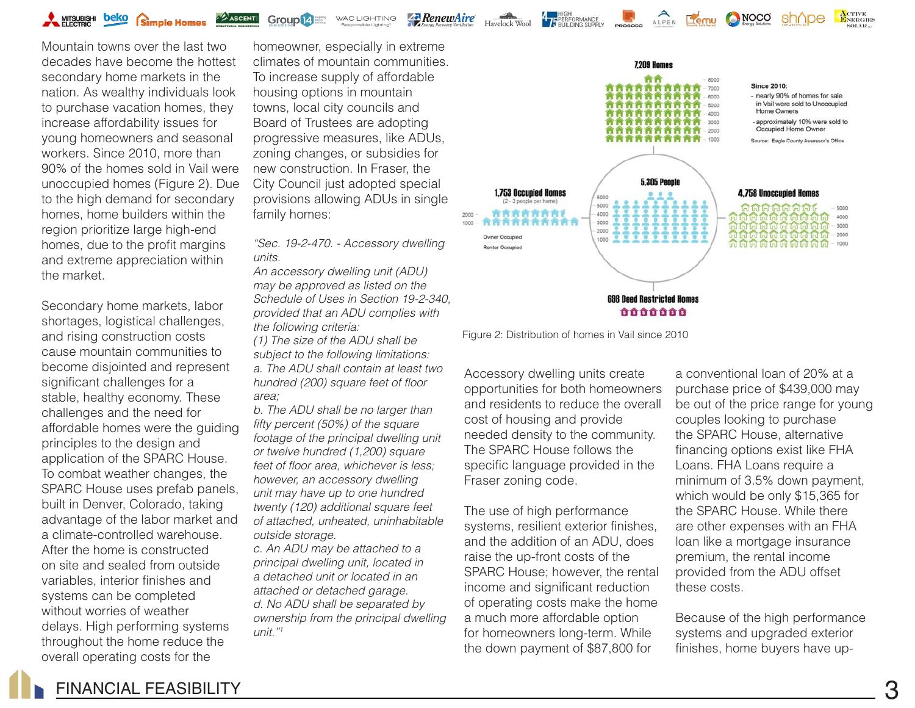Mountain towns over the last two decades have become the hottest secondary home markets in the nation. As wealthy individuals look to purchase vacation homes, they increase affordability issues for young homeowners and seasonal workers. Since 2010, more than 90% of the homes sold in Vail were unoccupied homes (Figure 2). Due to the high demand for secondary homes, home builders within the region prioritize large high-end homes, due to the profit margins and extreme appreciation within the market.

Secondary home markets, labor shortages, logistical challenges, and rising construction costs cause mountain communities to become disjointed and represent significant challenges for a stable, healthy economy. These challenges and the need for affordable homes were the guiding principles to the design and application of the SPARC House. To combat weather changes, the SPARC House uses prefab panels, built in Denver, Colorado, taking advantage of the labor market and a climate-controlled warehouse. After the home is constructed on site and sealed from outside variables, interior finishes and systems can be completed without worries of weather delays. High performing systems throughout the home reduce the overall operating costs for the homeowner, especially in extreme climates of mountain communities. To increase supply of affordable housing options in mountain towns, local city councils and Board of Trustees are adopting progressive measures, like ADUs, zoning changes, or subsidies for new construction. In Fraser, the City Council just adopted special provisions allowing ADUs in single family homes:

*"Sec. 19-2-470. - Accessory dwelling units.*
*An accessory dwelling unit (ADU) may be approved as listed on the Schedule of Uses in Section 19-2-340, provided that an ADU complies with the following criteria:*
*(1) The size of the ADU shall be subject to the following limitations:*
*a. The ADU shall contain at least two hundred (200) square feet of floor area;*
*b. The ADU shall be no larger than fifty percent (50%) of the square footage of the principal dwelling unit or twelve hundred (1,200) square feet of floor area, whichever is less; however, an accessory dwelling unit may have up to one hundred twenty (120) additional square feet of attached, unheated, uninhabitable outside storage.*
*c. An ADU may be attached to a principal dwelling unit, located in a detached unit or located in an attached or detached garage.*
*d. No ADU shall be separated by ownership from the principal dwelling unit."*[1]

7,209 Homes

1,753 Occupied Homes (2 - 3 people per home) — Owner Occupied, Renter Occupied

5,305 People

4,758 Unoccupied Homes

698 Deed Restricted Homes

Since 2010:
- nearly 90% of homes for sale in Vail were sold to Unoccupied Home Owners
- approximately 10% were sold to Occupied Home Owner

Source: Eagle County Assessor's Office

Figure 2: Distribution of homes in Vail since 2010

Accessory dwelling units create opportunities for both homeowners and residents to reduce the overall cost of housing and provide needed density to the community. The SPARC House follows the specific language provided in the Fraser zoning code.

The use of high performance systems, resilient exterior finishes, and the addition of an ADU, does raise the up-front costs of the SPARC House; however, the rental income and significant reduction of operating costs make the home a much more affordable option for homeowners long-term. While the down payment of $87,800 for a conventional loan of 20% at a purchase price of $439,000 may be out of the price range for young couples looking to purchase the SPARC House, alternative financing options exist like FHA Loans. FHA Loans require a minimum of 3.5% down payment, which would be only $15,365 for the SPARC House. While there are other expenses with an FHA loan like a mortgage insurance premium, the rental income provided from the ADU offset these costs.

Because of the high performance systems and upgraded exterior finishes, home buyers have up-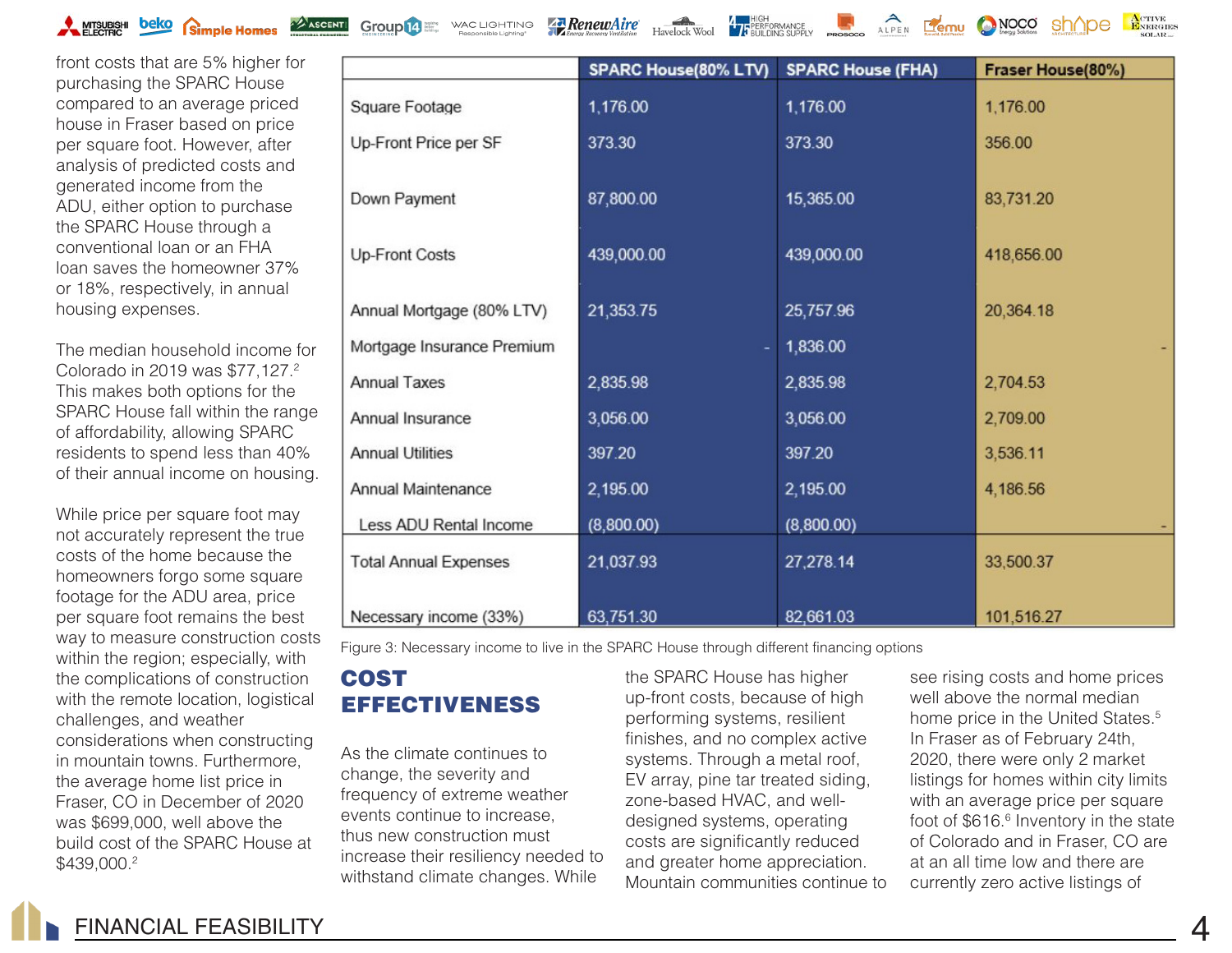front costs that are 5% higher for purchasing the SPARC House compared to an average priced house in Fraser based on price per square foot. However, after analysis of predicted costs and generated income from the ADU, either option to purchase the SPARC House through a conventional loan or an FHA loan saves the homeowner 37% or 18%, respectively, in annual housing expenses.

The median household income for Colorado in 2019 was $77,127.[2] This makes both options for the SPARC House fall within the range of affordability, allowing SPARC residents to spend less than 40% of their annual income on housing.

While price per square foot may not accurately represent the true costs of the home because the homeowners forgo some square footage for the ADU area, price per square foot remains the best way to measure construction costs within the region; especially, with the complications of construction with the remote location, logistical challenges, and weather considerations when constructing in mountain towns. Furthermore, the average home list price in Fraser, CO in December of 2020 was $699,000, well above the build cost of the SPARC House at $439,000.[2]

| | SPARC House(80% LTV) | SPARC House (FHA) | Fraser House(80%) |
|---|---|---|---|
| Square Footage | 1,176.00 | 1,176.00 | 1,176.00 |
| Up-Front Price per SF | 373.30 | 373.30 | 356.00 |
| Down Payment | 87,800.00 | 15,365.00 | 83,731.20 |
| Up-Front Costs | 439,000.00 | 439,000.00 | 418,656.00 |
| Annual Mortgage (80% LTV) | 21,353.75 | 25,757.96 | 20,364.18 |
| Mortgage Insurance Premium | - | 1,836.00 | - |
| Annual Taxes | 2,835.98 | 2,835.98 | 2,704.53 |
| Annual Insurance | 3,056.00 | 3,056.00 | 2,709.00 |
| Annual Utilities | 397.20 | 397.20 | 3,536.11 |
| Annual Maintenance | 2,195.00 | 2,195.00 | 4,186.56 |
| Less ADU Rental Income | (8,800.00) | (8,800.00) | - |
| Total Annual Expenses | 21,037.93 | 27,278.14 | 33,500.37 |
| Necessary income (33%) | 63,751.30 | 82,661.03 | 101,516.27 |

Figure 3: Necessary income to live in the SPARC House through different financing options

## COST EFFECTIVENESS

As the climate continues to change, the severity and frequency of extreme weather events continue to increase, thus new construction must increase their resiliency needed to withstand climate changes. While the SPARC House has higher up-front costs, because of high performing systems, resilient finishes, and no complex active systems. Through a metal roof, EV array, pine tar treated siding, zone-based HVAC, and well-designed systems, operating costs are significantly reduced and greater home appreciation. Mountain communities continue to see rising costs and home prices well above the normal median home price in the United States.[5] In Fraser as of February 24th, 2020, there were only 2 market listings for homes within city limits with an average price per square foot of $616.[6] Inventory in the state of Colorado and in Fraser, CO are at an all time low and there are currently zero active listings of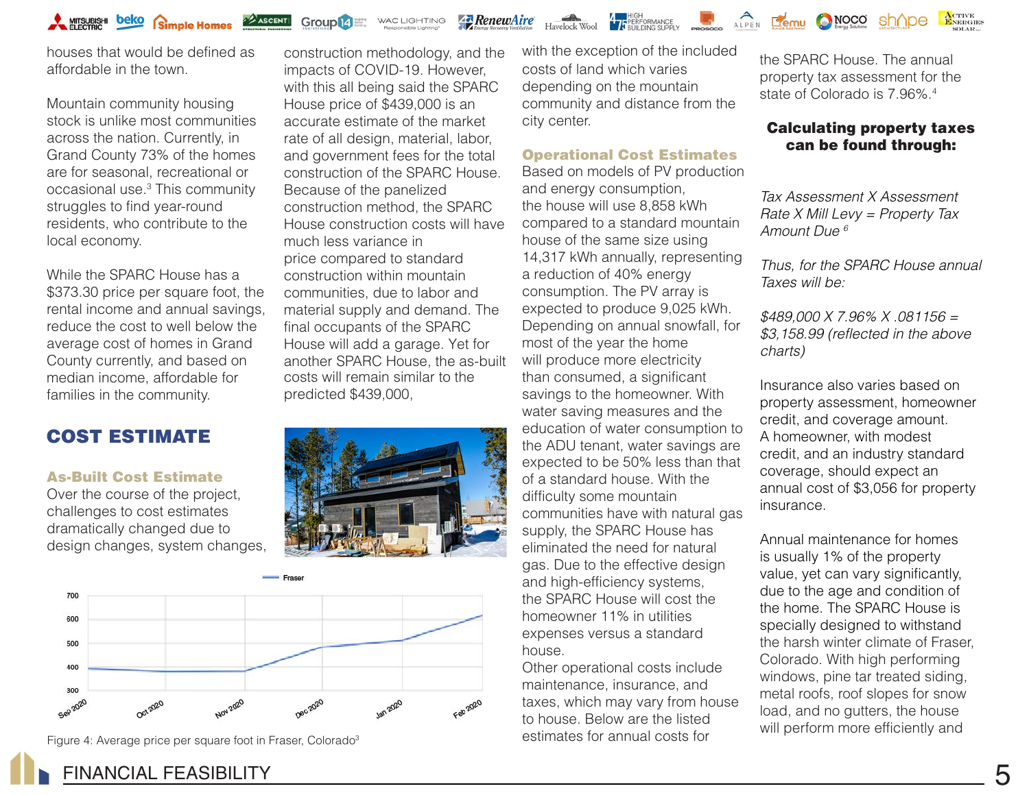houses that would be defined as affordable in the town.

Mountain community housing stock is unlike most communities across the nation. Currently, in Grand County 73% of the homes are for seasonal, recreational or occasional use.[3] This community struggles to find year-round residents, who contribute to the local economy.

While the SPARC House has a $373.30 price per square foot, the rental income and annual savings, reduce the cost to well below the average cost of homes in Grand County currently, and based on median income, affordable for families in the community.

## COST ESTIMATE

### As-Built Cost Estimate

Over the course of the project, challenges to cost estimates dramatically changed due to design changes, system changes, construction methodology, and the impacts of COVID-19. However, with this all being said the SPARC House price of $439,000 is an accurate estimate of the market rate of all design, material, labor, and government fees for the total construction of the SPARC House. Because of the panelized construction method, the SPARC House construction costs will have much less variance in price compared to standard construction within mountain communities, due to labor and material supply and demand. The final occupants of the SPARC House will add a garage. Yet for another SPARC House, the as-built costs will remain similar to the predicted $439,000, with the exception of the included costs of land which varies depending on the mountain community and distance from the city center.

Figure 4: Average price per square foot in Fraser, Colorado[3]

### Operational Cost Estimates

Based on models of PV production and energy consumption, the house will use 8,858 kWh compared to a standard mountain house of the same size using 14,317 kWh annually, representing a reduction of 40% energy consumption. The PV array is expected to produce 9,025 kWh. Depending on annual snowfall, for most of the year the home will produce more electricity than consumed, a significant savings to the homeowner. With water saving measures and the education of water consumption to the ADU tenant, water savings are expected to be 50% less than that of a standard house. With the difficulty some mountain communities have with natural gas supply, the SPARC House has eliminated the need for natural gas. Due to the effective design and high-efficiency systems, the SPARC House will cost the homeowner 11% in utilities expenses versus a standard house.

Other operational costs include maintenance, insurance, and taxes, which may vary from house to house. Below are the listed estimates for annual costs for the SPARC House. The annual property tax assessment for the state of Colorado is 7.96%.[4]

**Calculating property taxes can be found through:**

*Tax Assessment X Assessment Rate X Mill Levy = Property Tax Amount Due* [6]

*Thus, for the SPARC House annual Taxes will be:*

*$489,000 X 7.96% X .081156 = $3,158.99 (reflected in the above charts)*

Insurance also varies based on property assessment, homeowner credit, and coverage amount. A homeowner, with modest credit, and an industry standard coverage, should expect an annual cost of $3,056 for property insurance.

Annual maintenance for homes is usually 1% of the property value, yet can vary significantly, due to the age and condition of the home. The SPARC House is specially designed to withstand the harsh winter climate of Fraser, Colorado. With high performing windows, pine tar treated siding, metal roofs, roof slopes for snow load, and no gutters, the house will perform more efficiently and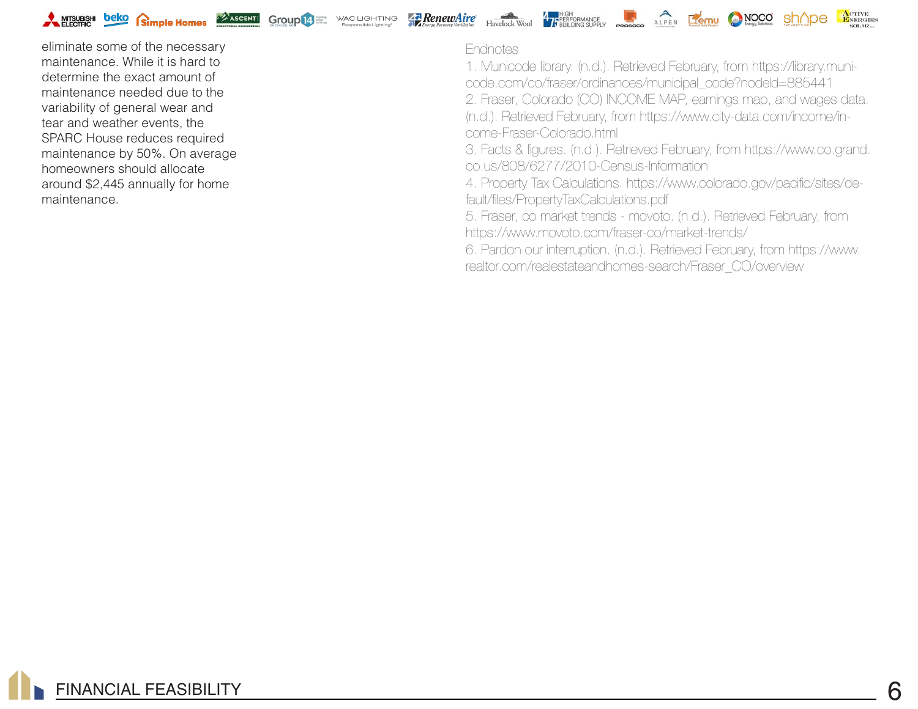eliminate some of the necessary maintenance. While it is hard to determine the exact amount of maintenance needed due to the variability of general wear and tear and weather events, the SPARC House reduces required maintenance by 50%. On average homeowners should allocate around $2,445 annually for home maintenance.

Endnotes

1. Municode library. (n.d.). Retrieved February, from https://library.municode.com/co/fraser/ordinances/municipal_code?nodeId=885441
2. Fraser, Colorado (CO) INCOME MAP, earnings map, and wages data. (n.d.). Retrieved February, from https://www.city-data.com/income/income-Fraser-Colorado.html
3. Facts & figures. (n.d.). Retrieved February, from https://www.co.grand.co.us/808/6277/2010-Census-Information
4. Property Tax Calculations. https://www.colorado.gov/pacific/sites/default/files/PropertyTaxCalculations.pdf
5. Fraser, co market trends - movoto. (n.d.). Retrieved February, from https://www.movoto.com/fraser-co/market-trends/
6. Pardon our interruption. (n.d.). Retrieved February, from https://www.realtor.com/realestateandhomes-search/Fraser_CO/overview